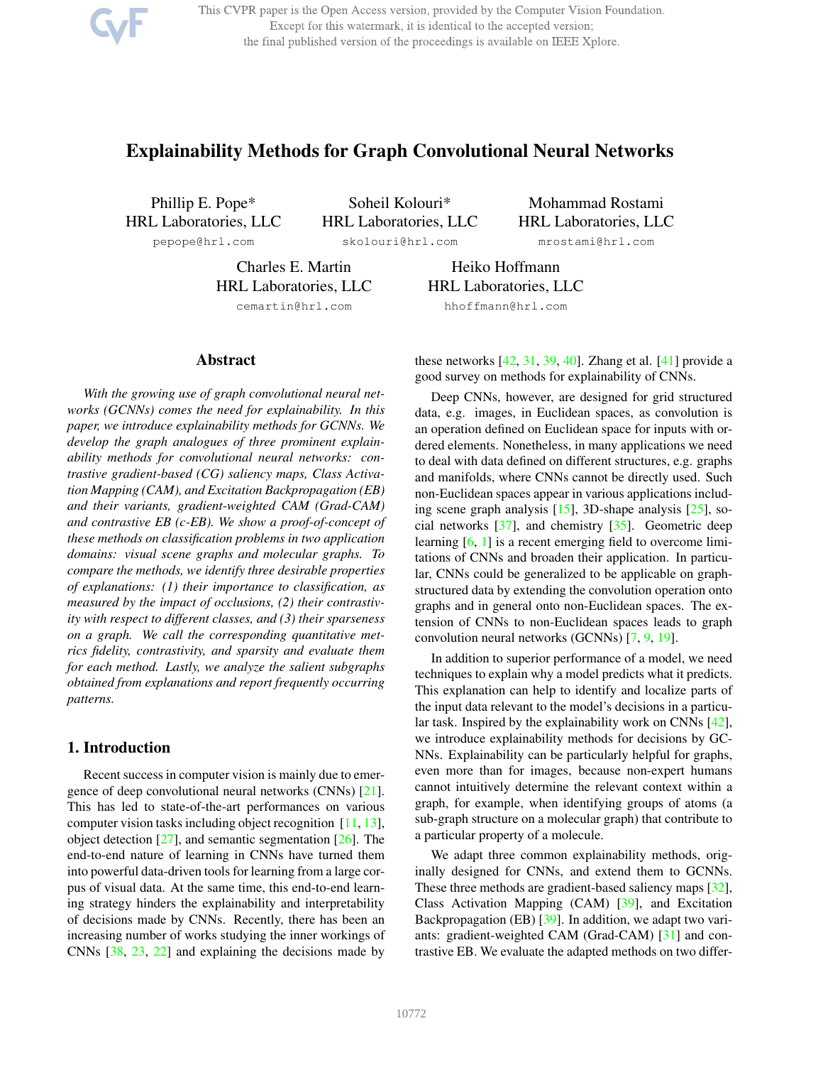# Explainability Methods for Graph Convolutional Neural Networks

Phillip E. Pope*
HRL Laboratories, LLC
pepope@hrl.com

Soheil Kolouri*
HRL Laboratories, LLC
skolouri@hrl.com

Mohammad Rostami
HRL Laboratories, LLC
mrostami@hrl.com

Charles E. Martin
HRL Laboratories, LLC
cemartin@hrl.com

Heiko Hoffmann
HRL Laboratories, LLC
hhoffmann@hrl.com

## Abstract

*With the growing use of graph convolutional neural networks (GCNNs) comes the need for explainability. In this paper, we introduce explainability methods for GCNNs. We develop the graph analogues of three prominent explainability methods for convolutional neural networks: contrastive gradient-based (CG) saliency maps, Class Activation Mapping (CAM), and Excitation Backpropagation (EB) and their variants, gradient-weighted CAM (Grad-CAM) and contrastive EB (c-EB). We show a proof-of-concept of these methods on classification problems in two application domains: visual scene graphs and molecular graphs. To compare the methods, we identify three desirable properties of explanations: (1) their importance to classification, as measured by the impact of occlusions, (2) their contrastivity with respect to different classes, and (3) their sparseness on a graph. We call the corresponding quantitative metrics fidelity, contrastivity, and sparsity and evaluate them for each method. Lastly, we analyze the salient subgraphs obtained from explanations and report frequently occurring patterns.*

## 1. Introduction

Recent success in computer vision is mainly due to emergence of deep convolutional neural networks (CNNs) [21]. This has led to state-of-the-art performances on various computer vision tasks including object recognition [11, 13], object detection [27], and semantic segmentation [26]. The end-to-end nature of learning in CNNs have turned them into powerful data-driven tools for learning from a large corpus of visual data. At the same time, this end-to-end learning strategy hinders the explainability and interpretability of decisions made by CNNs. Recently, there has been an increasing number of works studying the inner workings of CNNs [38, 23, 22] and explaining the decisions made by these networks [42, 31, 39, 40]. Zhang et al. [41] provide a good survey on methods for explainability of CNNs.

Deep CNNs, however, are designed for grid structured data, e.g. images, in Euclidean spaces, as convolution is an operation defined on Euclidean space for inputs with ordered elements. Nonetheless, in many applications we need to deal with data defined on different structures, e.g. graphs and manifolds, where CNNs cannot be directly used. Such non-Euclidean spaces appear in various applications including scene graph analysis [15], 3D-shape analysis [25], social networks [37], and chemistry [35]. Geometric deep learning [6, 1] is a recent emerging field to overcome limitations of CNNs and broaden their application. In particular, CNNs could be generalized to be applicable on graph-structured data by extending the convolution operation onto graphs and in general onto non-Euclidean spaces. The extension of CNNs to non-Euclidean spaces leads to graph convolution neural networks (GCNNs) [7, 9, 19].

In addition to superior performance of a model, we need techniques to explain why a model predicts what it predicts. This explanation can help to identify and localize parts of the input data relevant to the model's decisions in a particular task. Inspired by the explainability work on CNNs [42], we introduce explainability methods for decisions by GCNNs. Explainability can be particularly helpful for graphs, even more than for images, because non-expert humans cannot intuitively determine the relevant context within a graph, for example, when identifying groups of atoms (a sub-graph structure on a molecular graph) that contribute to a particular property of a molecule.

We adapt three common explainability methods, originally designed for CNNs, and extend them to GCNNs. These three methods are gradient-based saliency maps [32], Class Activation Mapping (CAM) [39], and Excitation Backpropagation (EB) [39]. In addition, we adapt two variants: gradient-weighted CAM (Grad-CAM) [31] and contrastive EB. We evaluate the adapted methods on two differ-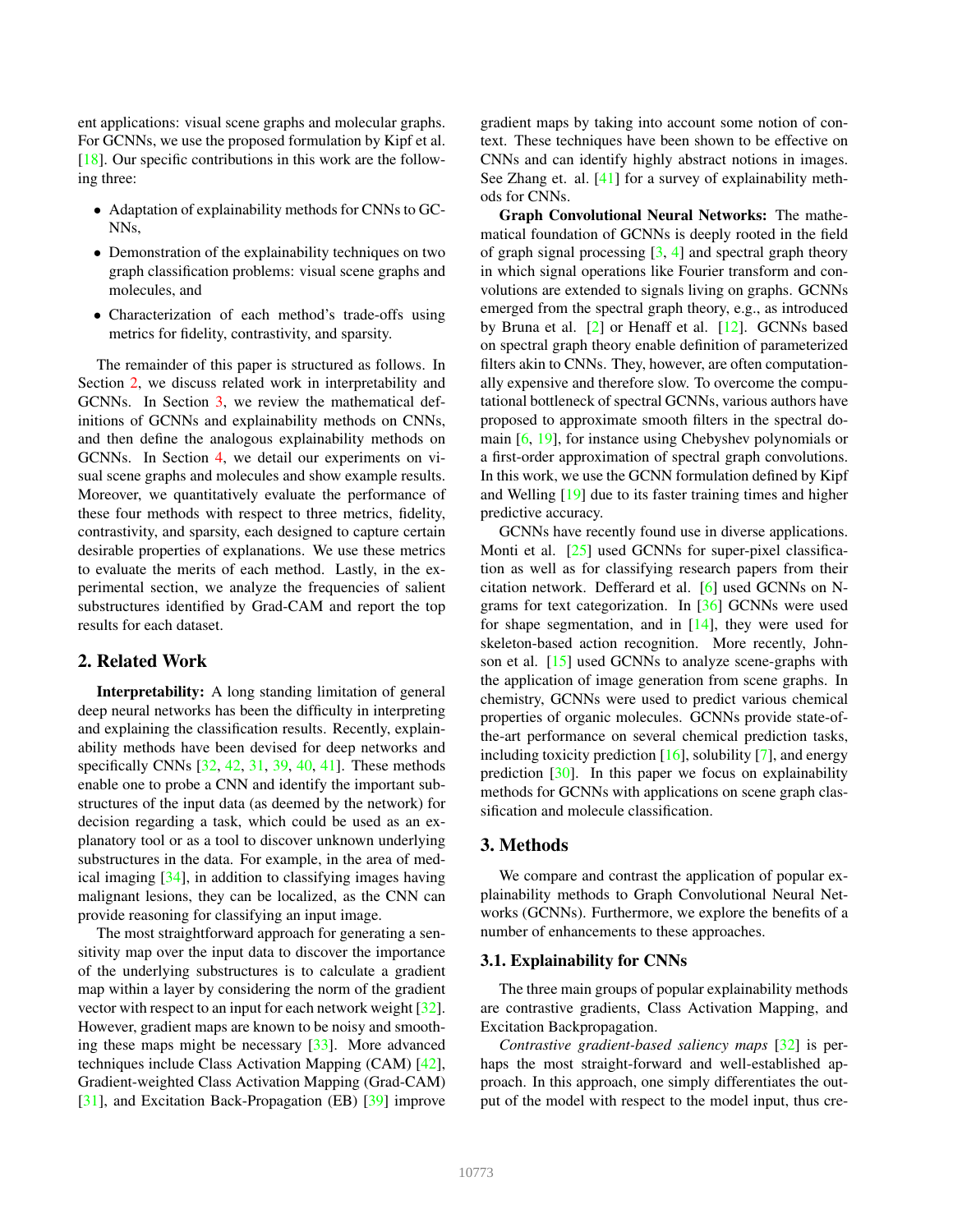ent applications: visual scene graphs and molecular graphs. For GCNNs, we use the proposed formulation by Kipf et al. [18]. Our specific contributions in this work are the following three:

- Adaptation of explainability methods for CNNs to GCNNs,
- Demonstration of the explainability techniques on two graph classification problems: visual scene graphs and molecules, and
- Characterization of each method's trade-offs using metrics for fidelity, contrastivity, and sparsity.

The remainder of this paper is structured as follows. In Section 2, we discuss related work in interpretability and GCNNs. In Section 3, we review the mathematical definitions of GCNNs and explainability methods on CNNs, and then define the analogous explainability methods on GCNNs. In Section 4, we detail our experiments on visual scene graphs and molecules and show example results. Moreover, we quantitatively evaluate the performance of these four methods with respect to three metrics, fidelity, contrastivity, and sparsity, each designed to capture certain desirable properties of explanations. We use these metrics to evaluate the merits of each method. Lastly, in the experimental section, we analyze the frequencies of salient substructures identified by Grad-CAM and report the top results for each dataset.

## 2. Related Work

**Interpretability:** A long standing limitation of general deep neural networks has been the difficulty in interpreting and explaining the classification results. Recently, explainability methods have been devised for deep networks and specifically CNNs [32, 42, 31, 39, 40, 41]. These methods enable one to probe a CNN and identify the important substructures of the input data (as deemed by the network) for decision regarding a task, which could be used as an explanatory tool or as a tool to discover unknown underlying substructures in the data. For example, in the area of medical imaging [34], in addition to classifying images having malignant lesions, they can be localized, as the CNN can provide reasoning for classifying an input image.

The most straightforward approach for generating a sensitivity map over the input data to discover the importance of the underlying substructures is to calculate a gradient map within a layer by considering the norm of the gradient vector with respect to an input for each network weight [32]. However, gradient maps are known to be noisy and smoothing these maps might be necessary [33]. More advanced techniques include Class Activation Mapping (CAM) [42], Gradient-weighted Class Activation Mapping (Grad-CAM) [31], and Excitation Back-Propagation (EB) [39] improve gradient maps by taking into account some notion of context. These techniques have been shown to be effective on CNNs and can identify highly abstract notions in images. See Zhang et. al. [41] for a survey of explainability methods for CNNs.

**Graph Convolutional Neural Networks:** The mathematical foundation of GCNNs is deeply rooted in the field of graph signal processing [3, 4] and spectral graph theory in which signal operations like Fourier transform and convolutions are extended to signals living on graphs. GCNNs emerged from the spectral graph theory, e.g., as introduced by Bruna et al. [2] or Henaff et al. [12]. GCNNs based on spectral graph theory enable definition of parameterized filters akin to CNNs. They, however, are often computationally expensive and therefore slow. To overcome the computational bottleneck of spectral GCNNs, various authors have proposed to approximate smooth filters in the spectral domain [6, 19], for instance using Chebyshev polynomials or a first-order approximation of spectral graph convolutions. In this work, we use the GCNN formulation defined by Kipf and Welling [19] due to its faster training times and higher predictive accuracy.

GCNNs have recently found use in diverse applications. Monti et al. [25] used GCNNs for super-pixel classification as well as for classifying research papers from their citation network. Defferard et al. [6] used GCNNs on N-grams for text categorization. In [36] GCNNs were used for shape segmentation, and in [14], they were used for skeleton-based action recognition. More recently, Johnson et al. [15] used GCNNs to analyze scene-graphs with the application of image generation from scene graphs. In chemistry, GCNNs were used to predict various chemical properties of organic molecules. GCNNs provide state-of-the-art performance on several chemical prediction tasks, including toxicity prediction [16], solubility [7], and energy prediction [30]. In this paper we focus on explainability methods for GCNNs with applications on scene graph classification and molecule classification.

## 3. Methods

We compare and contrast the application of popular explainability methods to Graph Convolutional Neural Networks (GCNNs). Furthermore, we explore the benefits of a number of enhancements to these approaches.

### 3.1. Explainability for CNNs

The three main groups of popular explainability methods are contrastive gradients, Class Activation Mapping, and Excitation Backpropagation.

*Contrastive gradient-based saliency maps* [32] is perhaps the most straight-forward and well-established approach. In this approach, one simply differentiates the output of the model with respect to the model input, thus cre-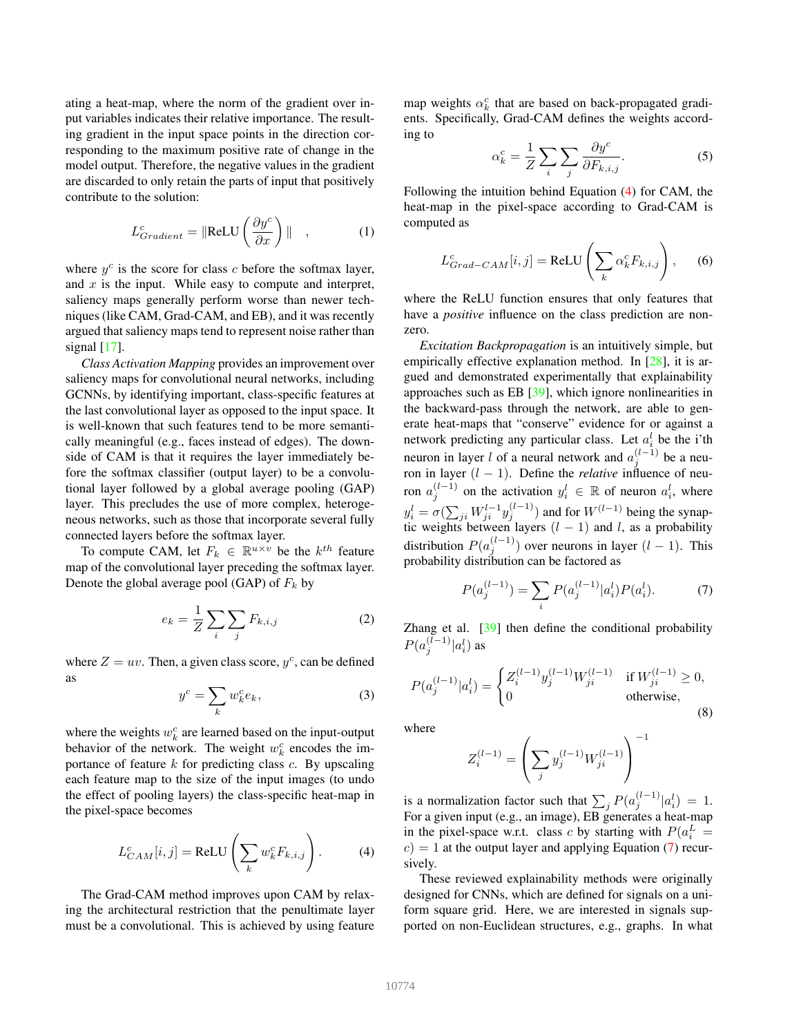ating a heat-map, where the norm of the gradient over input variables indicates their relative importance. The resulting gradient in the input space points in the direction corresponding to the maximum positive rate of change in the model output. Therefore, the negative values in the gradient are discarded to only retain the parts of input that positively contribute to the solution:

$$L^c_{Gradient} = \|\text{ReLU}\left(\frac{\partial y^c}{\partial x}\right)\| \quad , \tag{1}$$

where $y^c$ is the score for class $c$ before the softmax layer, and $x$ is the input. While easy to compute and interpret, saliency maps generally perform worse than newer techniques (like CAM, Grad-CAM, and EB), and it was recently argued that saliency maps tend to represent noise rather than signal [17].

*Class Activation Mapping* provides an improvement over saliency maps for convolutional neural networks, including GCNNs, by identifying important, class-specific features at the last convolutional layer as opposed to the input space. It is well-known that such features tend to be more semantically meaningful (e.g., faces instead of edges). The downside of CAM is that it requires the layer immediately before the softmax classifier (output layer) to be a convolutional layer followed by a global average pooling (GAP) layer. This precludes the use of more complex, heterogeneous networks, such as those that incorporate several fully connected layers before the softmax layer.

To compute CAM, let $F_k \in \mathbb{R}^{u \times v}$ be the $k^{th}$ feature map of the convolutional layer preceding the softmax layer. Denote the global average pool (GAP) of $F_k$ by

$$e_k = \frac{1}{Z}\sum_i\sum_j F_{k,i,j} \tag{2}$$

where $Z = uv$. Then, a given class score, $y^c$, can be defined as

$$y^c = \sum_k w^c_k e_k, \tag{3}$$

where the weights $w^c_k$ are learned based on the input-output behavior of the network. The weight $w^c_k$ encodes the importance of feature $k$ for predicting class $c$. By upscaling each feature map to the size of the input images (to undo the effect of pooling layers) the class-specific heat-map in the pixel-space becomes

$$L^c_{CAM}[i,j] = \text{ReLU}\left(\sum_k w^c_k F_{k,i,j}\right). \tag{4}$$

The Grad-CAM method improves upon CAM by relaxing the architectural restriction that the penultimate layer must be a convolutional. This is achieved by using feature map weights $\alpha^c_k$ that are based on back-propagated gradients. Specifically, Grad-CAM defines the weights according to

$$\alpha^c_k = \frac{1}{Z}\sum_i\sum_j \frac{\partial y^c}{\partial F_{k,i,j}}. \tag{5}$$

Following the intuition behind Equation (4) for CAM, the heat-map in the pixel-space according to Grad-CAM is computed as

$$L^c_{Grad-CAM}[i,j] = \text{ReLU}\left(\sum_k \alpha^c_k F_{k,i,j}\right), \tag{6}$$

where the ReLU function ensures that only features that have a *positive* influence on the class prediction are nonzero.

*Excitation Backpropagation* is an intuitively simple, but empirically effective explanation method. In [28], it is argued and demonstrated experimentally that explainability approaches such as EB [39], which ignore nonlinearities in the backward-pass through the network, are able to generate heat-maps that "conserve" evidence for or against a network predicting any particular class. Let $a^l_i$ be the i'th neuron in layer $l$ of a neural network and $a^{(l-1)}_j$ be a neuron in layer $(l-1)$. Define the *relative* influence of neuron $a^{(l-1)}_j$ on the activation $y^l_i \in \mathbb{R}$ of neuron $a^l_i$, where $y^l_i = \sigma(\sum_{ji} W^{l-1}_{ji} y^{(l-1)}_j)$ and for $W^{(l-1)}$ being the synaptic weights between layers $(l-1)$ and $l$, as a probability distribution $P(a^{(l-1)}_j)$ over neurons in layer $(l-1)$. This probability distribution can be factored as

$$P(a^{(l-1)}_j) = \sum_i P(a^{(l-1)}_j | a^l_i) P(a^l_i). \tag{7}$$

Zhang et al. [39] then define the conditional probability $P(a^{(l-1)}_j | a^l_i)$ as

$$P(a^{(l-1)}_j | a^l_i) = \begin{cases} Z^{(l-1)}_i y^{(l-1)}_j W^{(l-1)}_{ji} & \text{if } W^{(l-1)}_{ji} \geq 0, \\ 0 & \text{otherwise,} \end{cases} \tag{8}$$

where

$$Z^{(l-1)}_i = \left(\sum_j y^{(l-1)}_j W^{(l-1)}_{ji}\right)^{-1}$$

is a normalization factor such that $\sum_j P(a^{(l-1)}_j | a^l_i) = 1$. For a given input (e.g., an image), EB generates a heat-map in the pixel-space w.r.t. class $c$ by starting with $P(a^L_i = c) = 1$ at the output layer and applying Equation (7) recursively.

These reviewed explainability methods were originally designed for CNNs, which are defined for signals on a uniform square grid. Here, we are interested in signals supported on non-Euclidean structures, e.g., graphs. In what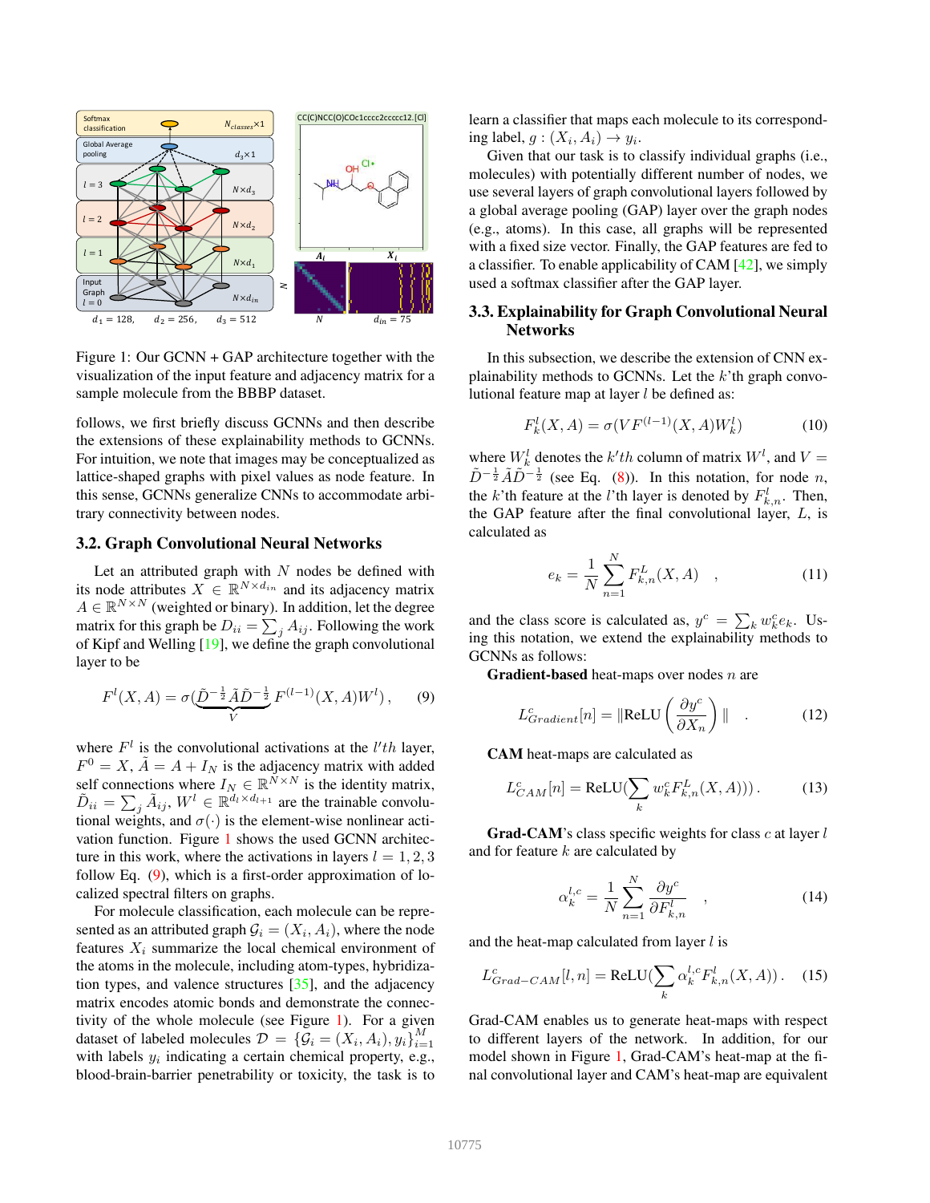Figure 1: Our GCNN + GAP architecture together with the visualization of the input feature and adjacency matrix for a sample molecule from the BBBP dataset.

follows, we first briefly discuss GCNNs and then describe the extensions of these explainability methods to GCNNs. For intuition, we note that images may be conceptualized as lattice-shaped graphs with pixel values as node feature. In this sense, GCNNs generalize CNNs to accommodate arbitrary connectivity between nodes.

### 3.2. Graph Convolutional Neural Networks

Let an attributed graph with $N$ nodes be defined with its node attributes $X \in \mathbb{R}^{N \times d_{in}}$ and its adjacency matrix $A \in \mathbb{R}^{N \times N}$ (weighted or binary). In addition, let the degree matrix for this graph be $D_{ii} = \sum_j A_{ij}$. Following the work of Kipf and Welling [19], we define the graph convolutional layer to be

$$F^l(X, A) = \sigma(\underbrace{\tilde{D}^{-\frac{1}{2}} \tilde{A} \tilde{D}^{-\frac{1}{2}}}_{V} F^{(l-1)}(X, A) W^l), \quad (9)$$

where $F^l$ is the convolutional activations at the $l'th$ layer, $F^0 = X$, $\tilde{A} = A + I_N$ is the adjacency matrix with added self connections where $I_N \in \mathbb{R}^{N \times N}$ is the identity matrix, $\tilde{D}_{ii} = \sum_j \tilde{A}_{ij}$, $W^l \in \mathbb{R}^{d_l \times d_{l+1}}$ are the trainable convolutional weights, and $\sigma(\cdot)$ is the element-wise nonlinear activation function. Figure 1 shows the used GCNN architecture in this work, where the activations in layers $l = 1, 2, 3$ follow Eq. (9), which is a first-order approximation of localized spectral filters on graphs.

For molecule classification, each molecule can be represented as an attributed graph $\mathcal{G}_i = (X_i, A_i)$, where the node features $X_i$ summarize the local chemical environment of the atoms in the molecule, including atom-types, hybridization types, and valence structures [35], and the adjacency matrix encodes atomic bonds and demonstrate the connectivity of the whole molecule (see Figure 1). For a given dataset of labeled molecules $\mathcal{D} = \{\mathcal{G}_i = (X_i, A_i), y_i\}_{i=1}^{M}$ with labels $y_i$ indicating a certain chemical property, e.g., blood-brain-barrier penetrability or toxicity, the task is to learn a classifier that maps each molecule to its corresponding label, $g : (X_i, A_i) \rightarrow y_i$.

Given that our task is to classify individual graphs (i.e., molecules) with potentially different number of nodes, we use several layers of graph convolutional layers followed by a global average pooling (GAP) layer over the graph nodes (e.g., atoms). In this case, all graphs will be represented with a fixed size vector. Finally, the GAP features are fed to a classifier. To enable applicability of CAM [42], we simply used a softmax classifier after the GAP layer.

### 3.3. Explainability for Graph Convolutional Neural Networks

In this subsection, we describe the extension of CNN explainability methods to GCNNs. Let the $k$'th graph convolutional feature map at layer $l$ be defined as:

$$F_k^l(X, A) = \sigma(V F^{(l-1)}(X, A) W_k^l) \quad (10)$$

where $W_k^l$ denotes the $k'th$ column of matrix $W^l$, and $V = \tilde{D}^{-\frac{1}{2}} \tilde{A} \tilde{D}^{-\frac{1}{2}}$ (see Eq. (8)). In this notation, for node $n$, the $k$'th feature at the $l$'th layer is denoted by $F_{k,n}^l$. Then, the GAP feature after the final convolutional layer, $L$, is calculated as

$$e_k = \frac{1}{N} \sum_{n=1}^{N} F_{k,n}^L(X, A) \quad , \quad (11)$$

and the class score is calculated as, $y^c = \sum_k w_k^c e_k$. Using this notation, we extend the explainability methods to GCNNs as follows:

**Gradient-based** heat-maps over nodes $n$ are

$$L_{Gradient}^c[n] = \| \text{ReLU}\left(\frac{\partial y^c}{\partial X_n}\right) \| \quad . \quad (12)$$

**CAM** heat-maps are calculated as

$$L_{CAM}^c[n] = \text{ReLU}(\sum_k w_k^c F_{k,n}^L(X, A)) \,. \quad (13)$$

**Grad-CAM**'s class specific weights for class $c$ at layer $l$ and for feature $k$ are calculated by

$$\alpha_k^{l,c} = \frac{1}{N} \sum_{n=1}^{N} \frac{\partial y^c}{\partial F_{k,n}^l} \quad , \quad (14)$$

and the heat-map calculated from layer $l$ is

$$L_{Grad-CAM}^c[l, n] = \text{ReLU}(\sum_k \alpha_k^{l,c} F_{k,n}^l(X, A)) \,. \quad (15)$$

Grad-CAM enables us to generate heat-maps with respect to different layers of the network. In addition, for our model shown in Figure 1, Grad-CAM's heat-map at the final convolutional layer and CAM's heat-map are equivalent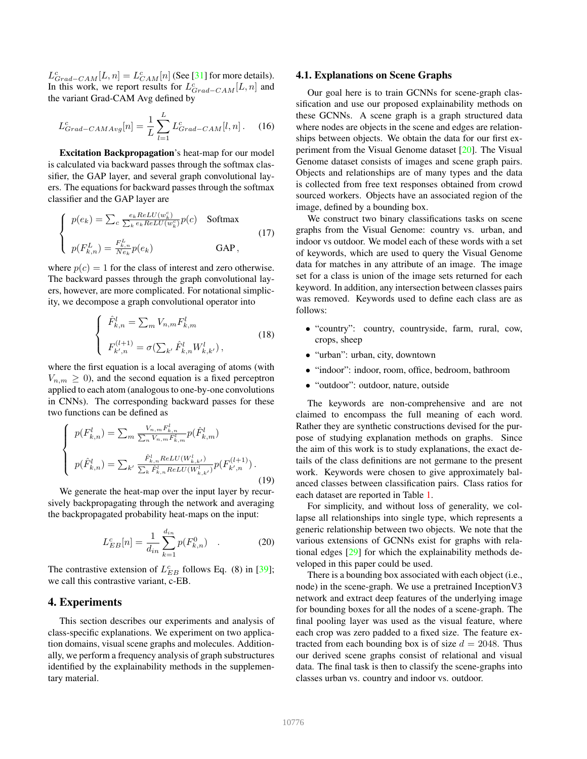$L^c_{Grad-CAM}[L,n] = L^c_{CAM}[n]$ (See [31] for more details). In this work, we report results for $L^c_{Grad-CAM}[L,n]$ and the variant Grad-CAM Avg defined by

$$L^c_{Grad-CAMAvg}[n] = \frac{1}{L}\sum_{l=1}^{L} L^c_{Grad-CAM}[l,n]\,. \quad (16)$$

**Excitation Backpropagation**'s heat-map for our model is calculated via backward passes through the softmax classifier, the GAP layer, and several graph convolutional layers. The equations for backward passes through the softmax classifier and the GAP layer are

$$\begin{cases} p(e_k) = \sum_c \frac{e_k ReLU(w^c_k)}{\sum_k e_k ReLU(w^c_k)} p(c) & \text{Softmax} \\ p(F^L_{k,n}) = \frac{F^L_{k,n}}{N e_k} p(e_k) & \text{GAP}\,, \end{cases} \quad (17)$$

where $p(c) = 1$ for the class of interest and zero otherwise. The backward passes through the graph convolutional layers, however, are more complicated. For notational simplicity, we decompose a graph convolutional operator into

$$\begin{cases} \hat{F}^l_{k,n} = \sum_m V_{n,m} F^l_{k,m} \\ F^{(l+1)}_{k',n} = \sigma(\sum_{k'} \hat{F}^l_{k,n} W^l_{k,k'})\,, \end{cases} \quad (18)$$

where the first equation is a local averaging of atoms (with $V_{n,m} \geq 0$), and the second equation is a fixed perceptron applied to each atom (analogous to one-by-one convolutions in CNNs). The corresponding backward passes for these two functions can be defined as

$$\begin{cases} p(F^l_{k,n}) = \sum_m \frac{V_{n,m} F^l_{k,n}}{\sum_n V_{n,m} F^l_{k,m}} p(\hat{F}^l_{k,m}) \\ p(\hat{F}^l_{k,n}) = \sum_{k'} \frac{\hat{F}^l_{k,n} ReLU(W^l_{k,k'})}{\sum_k \hat{F}^l_{k,n} ReLU(W^l_{k,k'})} p(F^{(l+1)}_{k',n})\,. \end{cases} \quad (19)$$

We generate the heat-map over the input layer by recursively backpropagating through the network and averaging the backpropagated probability heat-maps on the input:

$$L^c_{EB}[n] = \frac{1}{d_{in}} \sum_{k=1}^{d_{in}} p(F^0_{k,n}) \quad . \quad (20)$$

The contrastive extension of $L^c_{EB}$ follows Eq. (8) in [39]; we call this contrastive variant, c-EB.

## 4. Experiments

This section describes our experiments and analysis of class-specific explanations. We experiment on two application domains, visual scene graphs and molecules. Additionally, we perform a frequency analysis of graph substructures identified by the explainability methods in the supplementary material.

### 4.1. Explanations on Scene Graphs

Our goal here is to train GCNNs for scene-graph classification and use our proposed explainability methods on these GCNNs. A scene graph is a graph structured data where nodes are objects in the scene and edges are relationships between objects. We obtain the data for our first experiment from the Visual Genome dataset [20]. The Visual Genome dataset consists of images and scene graph pairs. Objects and relationships are of many types and the data is collected from free text responses obtained from crowd sourced workers. Objects have an associated region of the image, defined by a bounding box.

We construct two binary classifications tasks on scene graphs from the Visual Genome: country vs. urban, and indoor vs outdoor. We model each of these words with a set of keywords, which are used to query the Visual Genome data for matches in any attribute of an image. The image set for a class is union of the image sets returned for each keyword. In addition, any intersection between classes pairs was removed. Keywords used to define each class are as follows:

- "country": country, countryside, farm, rural, cow, crops, sheep
- "urban": urban, city, downtown
- "indoor": indoor, room, office, bedroom, bathroom
- "outdoor": outdoor, nature, outside

The keywords are non-comprehensive and are not claimed to encompass the full meaning of each word. Rather they are synthetic constructions devised for the purpose of studying explanation methods on graphs. Since the aim of this work is to study explanations, the exact details of the class definitions are not germane to the present work. Keywords were chosen to give approximately balanced classes between classification pairs. Class ratios for each dataset are reported in Table 1.

For simplicity, and without loss of generality, we collapse all relationships into single type, which represents a generic relationship between two objects. We note that the various extensions of GCNNs exist for graphs with relational edges [29] for which the explainability methods developed in this paper could be used.

There is a bounding box associated with each object (i.e., node) in the scene-graph. We use a pretrained InceptionV3 network and extract deep features of the underlying image for bounding boxes for all the nodes of a scene-graph. The final pooling layer was used as the visual feature, where each crop was zero padded to a fixed size. The feature extracted from each bounding box is of size $d = 2048$. Thus our derived scene graphs consist of relational and visual data. The final task is then to classify the scene-graphs into classes urban vs. country and indoor vs. outdoor.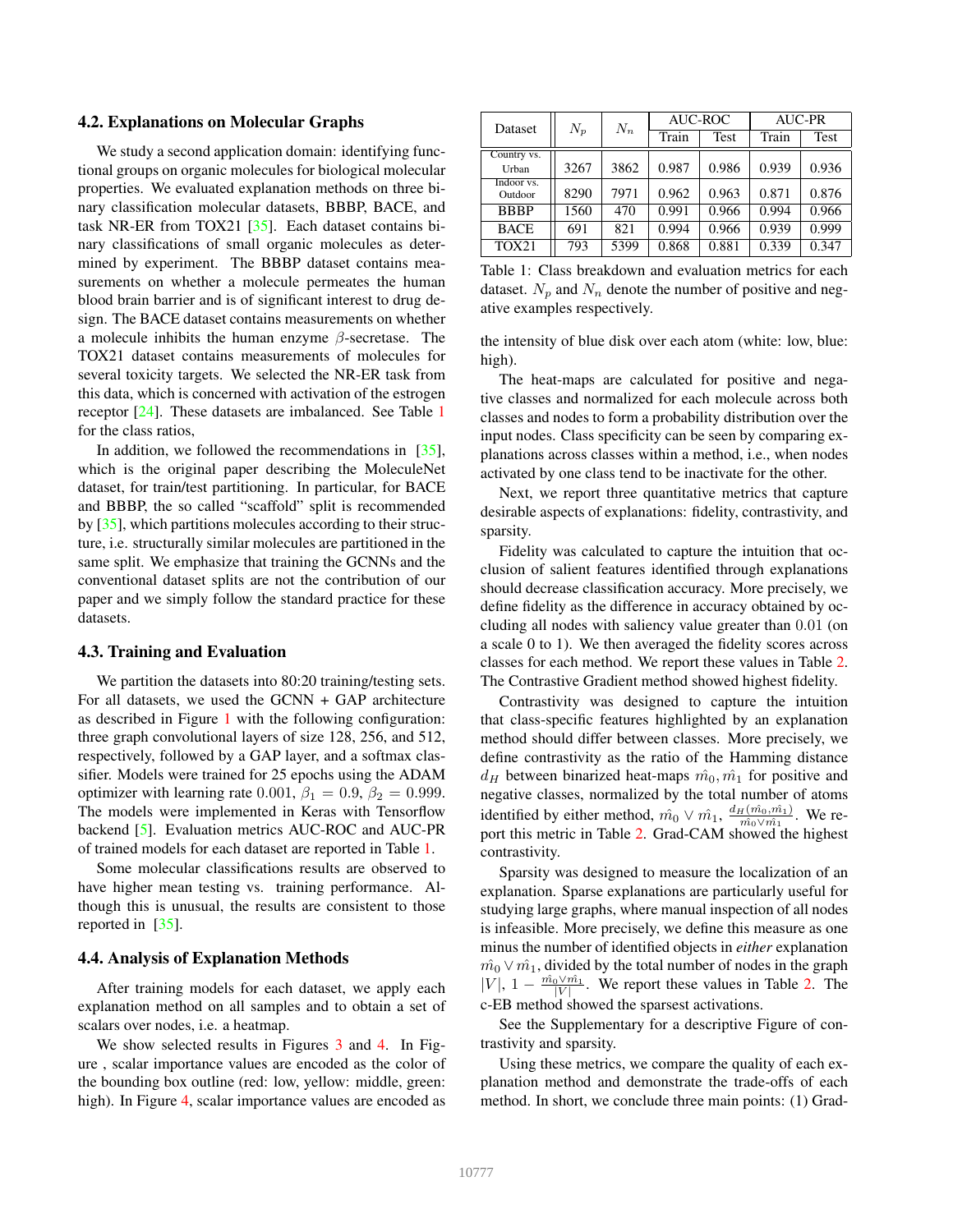### 4.2. Explanations on Molecular Graphs

We study a second application domain: identifying functional groups on organic molecules for biological molecular properties. We evaluated explanation methods on three binary classification molecular datasets, BBBP, BACE, and task NR-ER from TOX21 [35]. Each dataset contains binary classifications of small organic molecules as determined by experiment. The BBBP dataset contains measurements on whether a molecule permeates the human blood brain barrier and is of significant interest to drug design. The BACE dataset contains measurements on whether a molecule inhibits the human enzyme $\beta$-secretase. The TOX21 dataset contains measurements of molecules for several toxicity targets. We selected the NR-ER task from this data, which is concerned with activation of the estrogen receptor [24]. These datasets are imbalanced. See Table 1 for the class ratios,

In addition, we followed the recommendations in [35], which is the original paper describing the MoleculeNet dataset, for train/test partitioning. In particular, for BACE and BBBP, the so called "scaffold" split is recommended by [35], which partitions molecules according to their structure, i.e. structurally similar molecules are partitioned in the same split. We emphasize that training the GCNNs and the conventional dataset splits are not the contribution of our paper and we simply follow the standard practice for these datasets.

### 4.3. Training and Evaluation

We partition the datasets into 80:20 training/testing sets. For all datasets, we used the GCNN + GAP architecture as described in Figure 1 with the following configuration: three graph convolutional layers of size 128, 256, and 512, respectively, followed by a GAP layer, and a softmax classifier. Models were trained for 25 epochs using the ADAM optimizer with learning rate 0.001, $\beta_1 = 0.9$, $\beta_2 = 0.999$. The models were implemented in Keras with Tensorflow backend [5]. Evaluation metrics AUC-ROC and AUC-PR of trained models for each dataset are reported in Table 1.

Some molecular classifications results are observed to have higher mean testing vs. training performance. Although this is unusual, the results are consistent to those reported in [35].

### 4.4. Analysis of Explanation Methods

After training models for each dataset, we apply each explanation method on all samples and to obtain a set of scalars over nodes, i.e. a heatmap.

We show selected results in Figures 3 and 4. In Figure , scalar importance values are encoded as the color of the bounding box outline (red: low, yellow: middle, green: high). In Figure 4, scalar importance values are encoded as the intensity of blue disk over each atom (white: low, blue: high).

| Dataset | $N_p$ | $N_n$ | AUC-ROC | | AUC-PR | |
|---|---|---|---|---|---|---|
| | | | Train | Test | Train | Test |
| Country vs. Urban | 3267 | 3862 | 0.987 | 0.986 | 0.939 | 0.936 |
| Indoor vs. Outdoor | 8290 | 7971 | 0.962 | 0.963 | 0.871 | 0.876 |
| BBBP | 1560 | 470 | 0.991 | 0.966 | 0.994 | 0.966 |
| BACE | 691 | 821 | 0.994 | 0.966 | 0.939 | 0.999 |
| TOX21 | 793 | 5399 | 0.868 | 0.881 | 0.339 | 0.347 |

Table 1: Class breakdown and evaluation metrics for each dataset. $N_p$ and $N_n$ denote the number of positive and negative examples respectively.

The heat-maps are calculated for positive and negative classes and normalized for each molecule across both classes and nodes to form a probability distribution over the input nodes. Class specificity can be seen by comparing explanations across classes within a method, i.e., when nodes activated by one class tend to be inactivate for the other.

Next, we report three quantitative metrics that capture desirable aspects of explanations: fidelity, contrastivity, and sparsity.

Fidelity was calculated to capture the intuition that occlusion of salient features identified through explanations should decrease classification accuracy. More precisely, we define fidelity as the difference in accuracy obtained by occluding all nodes with saliency value greater than 0.01 (on a scale 0 to 1). We then averaged the fidelity scores across classes for each method. We report these values in Table 2. The Contrastive Gradient method showed highest fidelity.

Contrastivity was designed to capture the intuition that class-specific features highlighted by an explanation method should differ between classes. More precisely, we define contrastivity as the ratio of the Hamming distance $d_H$ between binarized heat-maps $\hat{m_0}, \hat{m_1}$ for positive and negative classes, normalized by the total number of atoms identified by either method, $\hat{m_0} \vee \hat{m_1}$, $\frac{d_H(\hat{m_0}, \hat{m_1})}{\hat{m_0} \vee \hat{m_1}}$. We report this metric in Table 2. Grad-CAM showed the highest contrastivity.

Sparsity was designed to measure the localization of an explanation. Sparse explanations are particularly useful for studying large graphs, where manual inspection of all nodes is infeasible. More precisely, we define this measure as one minus the number of identified objects in *either* explanation $\hat{m_0} \vee \hat{m_1}$, divided by the total number of nodes in the graph $|V|$, $1 - \frac{\hat{m_0} \vee \hat{m_1}}{|V|}$. We report these values in Table 2. The c-EB method showed the sparsest activations.

See the Supplementary for a descriptive Figure of contrastivity and sparsity.

Using these metrics, we compare the quality of each explanation method and demonstrate the trade-offs of each method. In short, we conclude three main points: (1) Grad-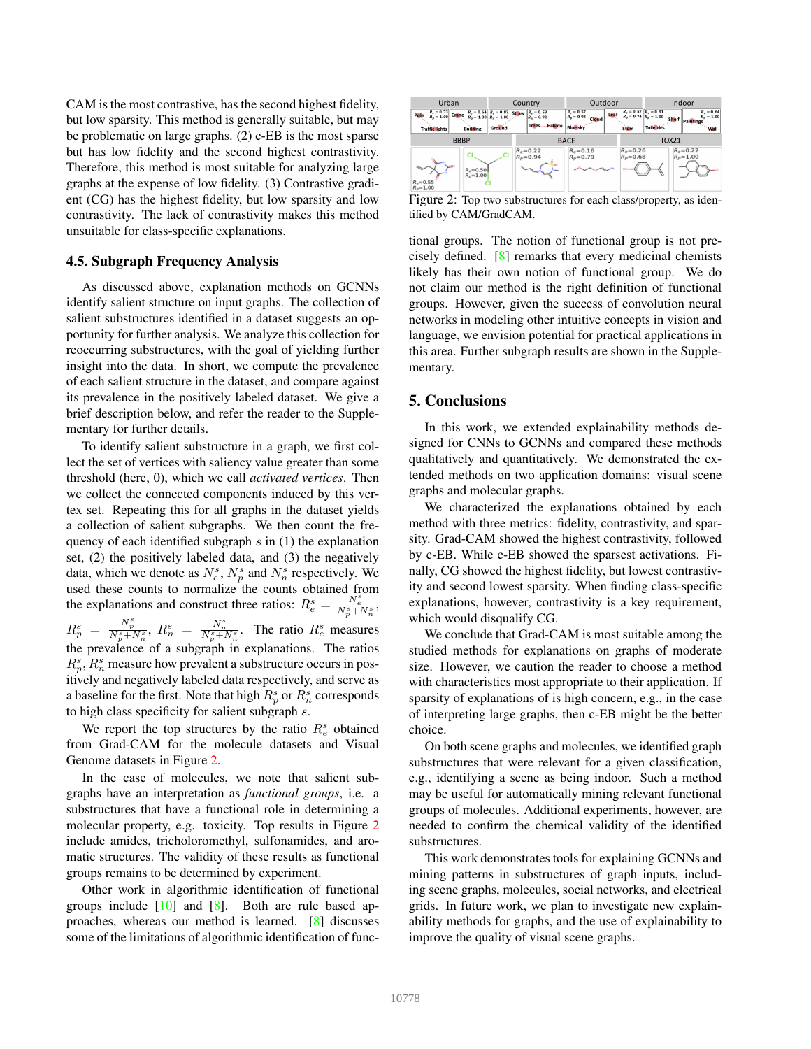CAM is the most contrastive, has the second highest fidelity, but low sparsity. This method is generally suitable, but may be problematic on large graphs. (2) c-EB is the most sparse but has low fidelity and the second highest contrastivity. Therefore, this method is most suitable for analyzing large graphs at the expense of low fidelity. (3) Contrastive gradient (CG) has the highest fidelity, but low sparsity and low contrastivity. The lack of contrastivity makes this method unsuitable for class-specific explanations.

### 4.5. Subgraph Frequency Analysis

As discussed above, explanation methods on GCNNs identify salient structure on input graphs. The collection of salient substructures identified in a dataset suggests an opportunity for further analysis. We analyze this collection for reoccurring substructures, with the goal of yielding further insight into the data. In short, we compute the prevalence of each salient structure in the dataset, and compare against its prevalence in the positively labeled dataset. We give a brief description below, and refer the reader to the Supplementary for further details.

To identify salient substructure in a graph, we first collect the set of vertices with saliency value greater than some threshold (here, 0), which we call *activated vertices*. Then we collect the connected components induced by this vertex set. Repeating this for all graphs in the dataset yields a collection of salient subgraphs. We then count the frequency of each identified subgraph $s$ in (1) the explanation set, (2) the positively labeled data, and (3) the negatively data, which we denote as $N_e^s$, $N_p^s$ and $N_n^s$ respectively. We used these counts to normalize the counts obtained from the explanations and construct three ratios: $R_e^s = \frac{N_e^s}{N_p^s+N_n^s}$, $R_p^s = \frac{N_p^s}{N_p^s+N_n^s}$, $R_n^s = \frac{N_n^s}{N_p^s+N_n^s}$. The ratio $R_e^s$ measures the prevalence of a subgraph in explanations. The ratios $R_p^s, R_n^s$ measure how prevalent a substructure occurs in positively and negatively labeled data respectively, and serve as a baseline for the first. Note that high $R_p^s$ or $R_n^s$ corresponds to high class specificity for salient subgraph $s$.

We report the top structures by the ratio $R_e^s$ obtained from Grad-CAM for the molecule datasets and Visual Genome datasets in Figure 2.

In the case of molecules, we note that salient subgraphs have an interpretation as *functional groups*, i.e. a substructures that have a functional role in determining a molecular property, e.g. toxicity. Top results in Figure 2 include amides, tricholoromethyl, sulfonamides, and aromatic structures. The validity of these results as functional groups remains to be determined by experiment.

Other work in algorithmic identification of functional groups include [10] and [8]. Both are rule based approaches, whereas our method is learned. [8] discusses some of the limitations of algorithmic identification of functional groups. The notion of functional group is not precisely defined. [8] remarks that every medicinal chemists likely has their own notion of functional group. We do not claim our method is the right definition of functional groups. However, given the success of convolution neural networks in modeling other intuitive concepts in vision and language, we envision potential for practical applications in this area. Further subgraph results are shown in the Supplementary.

Figure 2: Top two substructures for each class/property, as identified by CAM/GradCAM.

## 5. Conclusions

In this work, we extended explainability methods designed for CNNs to GCNNs and compared these methods qualitatively and quantitatively. We demonstrated the extended methods on two application domains: visual scene graphs and molecular graphs.

We characterized the explanations obtained by each method with three metrics: fidelity, contrastivity, and sparsity. Grad-CAM showed the highest contrastivity, followed by c-EB. While c-EB showed the sparsest activations. Finally, CG showed the highest fidelity, but lowest contrastivity and second lowest sparsity. When finding class-specific explanations, however, contrastivity is a key requirement, which would disqualify CG.

We conclude that Grad-CAM is most suitable among the studied methods for explanations on graphs of moderate size. However, we caution the reader to choose a method with characteristics most appropriate to their application. If sparsity of explanations of is high concern, e.g., in the case of interpreting large graphs, then c-EB might be the better choice.

On both scene graphs and molecules, we identified graph substructures that were relevant for a given classification, e.g., identifying a scene as being indoor. Such a method may be useful for automatically mining relevant functional groups of molecules. Additional experiments, however, are needed to confirm the chemical validity of the identified substructures.

This work demonstrates tools for explaining GCNNs and mining patterns in substructures of graph inputs, including scene graphs, molecules, social networks, and electrical grids. In future work, we plan to investigate new explainability methods for graphs, and the use of explainability to improve the quality of visual scene graphs.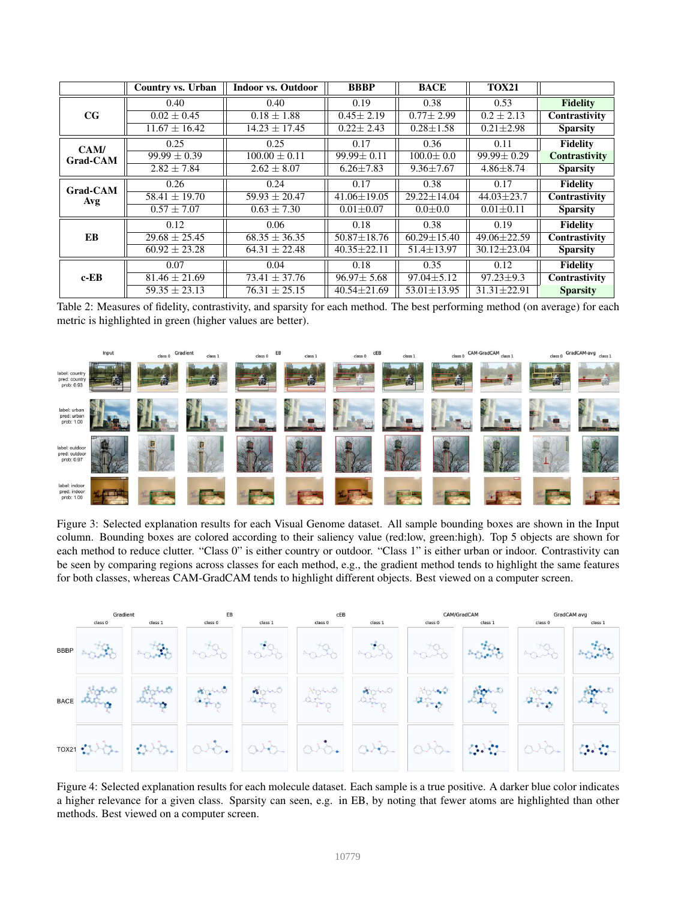| | Country vs. Urban | Indoor vs. Outdoor | BBBP | BACE | TOX21 | |
|---|---|---|---|---|---|---|
| **CG** | 0.40 | 0.40 | 0.19 | 0.38 | 0.53 | **Fidelity** |
| | 0.02 ± 0.45 | 0.18 ± 1.88 | 0.45± 2.19 | 0.77± 2.99 | 0.2 ± 2.13 | **Contrastivity** |
| | 11.67 ± 16.42 | 14.23 ± 17.45 | 0.22± 2.43 | 0.28±1.58 | 0.21±2.98 | **Sparsity** |
| **CAM/ Grad-CAM** | 0.25 | 0.25 | 0.17 | 0.36 | 0.11 | **Fidelity** |
| | 99.99 ± 0.39 | 100.00 ± 0.11 | 99.99± 0.11 | 100.0± 0.0 | 99.99± 0.29 | **Contrastivity** |
| | 2.82 ± 7.84 | 2.62 ± 8.07 | 6.26±7.83 | 9.36±7.67 | 4.86±8.74 | **Sparsity** |
| **Grad-CAM Avg** | 0.26 | 0.24 | 0.17 | 0.38 | 0.17 | **Fidelity** |
| | 58.41 ± 19.70 | 59.93 ± 20.47 | 41.06±19.05 | 29.22±14.04 | 44.03±23.7 | **Contrastivity** |
| | 0.57 ± 7.07 | 0.63 ± 7.30 | 0.01±0.07 | 0.0±0.0 | 0.01±0.11 | **Sparsity** |
| **EB** | 0.12 | 0.06 | 0.18 | 0.38 | 0.19 | **Fidelity** |
| | 29.68 ± 25.45 | 68.35 ± 36.35 | 50.87±18.76 | 60.29±15.40 | 49.06±22.59 | **Contrastivity** |
| | 60.92 ± 23.28 | 64.31 ± 22.48 | 40.35±22.11 | 51.4±13.97 | 30.12±23.04 | **Sparsity** |
| **c-EB** | 0.07 | 0.04 | 0.18 | 0.35 | 0.12 | **Fidelity** |
| | 81.46 ± 21.69 | 73.41 ± 37.76 | 96.97± 5.68 | 97.04±5.12 | 97.23±9.3 | **Contrastivity** |
| | 59.35 ± 23.13 | 76.31 ± 25.15 | 40.54±21.69 | 53.01±13.95 | 31.31±22.91 | **Sparsity** |

Table 2: Measures of fidelity, contrastivity, and sparsity for each method. The best performing method (on average) for each metric is highlighted in green (higher values are better).

Figure 3: Selected explanation results for each Visual Genome dataset. All sample bounding boxes are shown in the Input column. Bounding boxes are colored according to their saliency value (red:low, green:high). Top 5 objects are shown for each method to reduce clutter. "Class 0" is either country or outdoor. "Class 1" is either urban or indoor. Contrastivity can be seen by comparing regions across classes for each method, e.g., the gradient method tends to highlight the same features for both classes, whereas CAM-GradCAM tends to highlight different objects. Best viewed on a computer screen.

Figure 4: Selected explanation results for each molecule dataset. Each sample is a true positive. A darker blue color indicates a higher relevance for a given class. Sparsity can seen, e.g. in EB, by noting that fewer atoms are highlighted than other methods. Best viewed on a computer screen.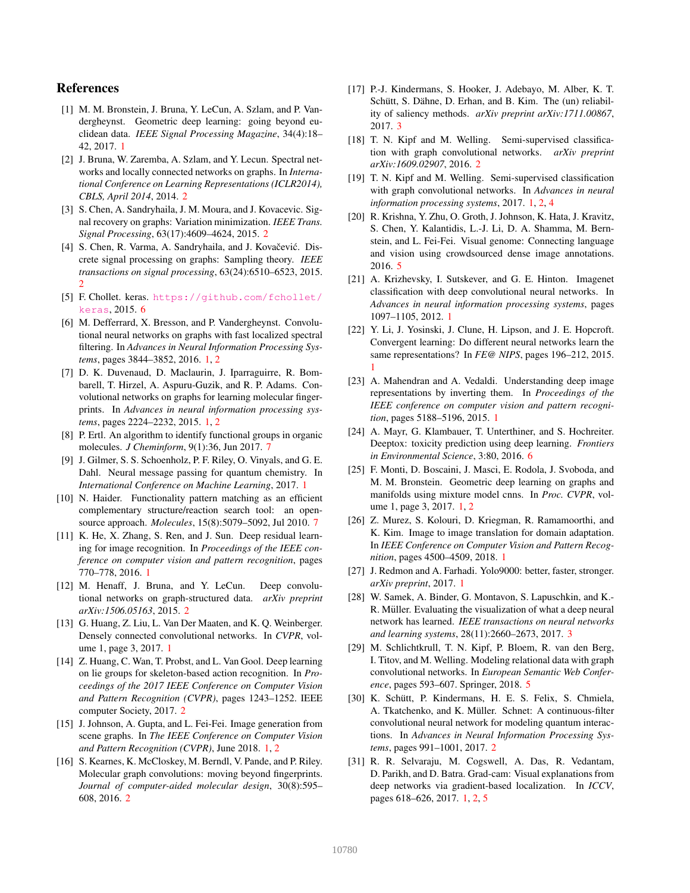## References

[1] M. M. Bronstein, J. Bruna, Y. LeCun, A. Szlam, and P. Vandergheynst. Geometric deep learning: going beyond euclidean data. *IEEE Signal Processing Magazine*, 34(4):18–42, 2017. 1

[2] J. Bruna, W. Zaremba, A. Szlam, and Y. Lecun. Spectral networks and locally connected networks on graphs. In *International Conference on Learning Representations (ICLR2014), CBLS, April 2014*, 2014. 2

[3] S. Chen, A. Sandryhaila, J. M. Moura, and J. Kovacevic. Signal recovery on graphs: Variation minimization. *IEEE Trans. Signal Processing*, 63(17):4609–4624, 2015. 2

[4] S. Chen, R. Varma, A. Sandryhaila, and J. Kovačević. Discrete signal processing on graphs: Sampling theory. *IEEE transactions on signal processing*, 63(24):6510–6523, 2015. 2

[5] F. Chollet. keras. https://github.com/fchollet/keras, 2015. 6

[6] M. Defferrard, X. Bresson, and P. Vandergheynst. Convolutional neural networks on graphs with fast localized spectral filtering. In *Advances in Neural Information Processing Systems*, pages 3844–3852, 2016. 1, 2

[7] D. K. Duvenaud, D. Maclaurin, J. Iparraguirre, R. Bombarell, T. Hirzel, A. Aspuru-Guzik, and R. P. Adams. Convolutional networks on graphs for learning molecular fingerprints. In *Advances in neural information processing systems*, pages 2224–2232, 2015. 1, 2

[8] P. Ertl. An algorithm to identify functional groups in organic molecules. *J Cheminform*, 9(1):36, Jun 2017. 7

[9] J. Gilmer, S. S. Schoenholz, P. F. Riley, O. Vinyals, and G. E. Dahl. Neural message passing for quantum chemistry. In *International Conference on Machine Learning*, 2017. 1

[10] N. Haider. Functionality pattern matching as an efficient complementary structure/reaction search tool: an open-source approach. *Molecules*, 15(8):5079–5092, Jul 2010. 7

[11] K. He, X. Zhang, S. Ren, and J. Sun. Deep residual learning for image recognition. In *Proceedings of the IEEE conference on computer vision and pattern recognition*, pages 770–778, 2016. 1

[12] M. Henaff, J. Bruna, and Y. LeCun. Deep convolutional networks on graph-structured data. *arXiv preprint arXiv:1506.05163*, 2015. 2

[13] G. Huang, Z. Liu, L. Van Der Maaten, and K. Q. Weinberger. Densely connected convolutional networks. In *CVPR*, volume 1, page 3, 2017. 1

[14] Z. Huang, C. Wan, T. Probst, and L. Van Gool. Deep learning on lie groups for skeleton-based action recognition. In *Proceedings of the 2017 IEEE Conference on Computer Vision and Pattern Recognition (CVPR)*, pages 1243–1252. IEEE computer Society, 2017. 2

[15] J. Johnson, A. Gupta, and L. Fei-Fei. Image generation from scene graphs. In *The IEEE Conference on Computer Vision and Pattern Recognition (CVPR)*, June 2018. 1, 2

[16] S. Kearnes, K. McCloskey, M. Berndl, V. Pande, and P. Riley. Molecular graph convolutions: moving beyond fingerprints. *Journal of computer-aided molecular design*, 30(8):595–608, 2016. 2

[17] P.-J. Kindermans, S. Hooker, J. Adebayo, M. Alber, K. T. Schütt, S. Dähne, D. Erhan, and B. Kim. The (un) reliability of saliency methods. *arXiv preprint arXiv:1711.00867*, 2017. 3

[18] T. N. Kipf and M. Welling. Semi-supervised classification with graph convolutional networks. *arXiv preprint arXiv:1609.02907*, 2016. 2

[19] T. N. Kipf and M. Welling. Semi-supervised classification with graph convolutional networks. In *Advances in neural information processing systems*, 2017. 1, 2, 4

[20] R. Krishna, Y. Zhu, O. Groth, J. Johnson, K. Hata, J. Kravitz, S. Chen, Y. Kalantidis, L.-J. Li, D. A. Shamma, M. Bernstein, and L. Fei-Fei. Visual genome: Connecting language and vision using crowdsourced dense image annotations. 2016. 5

[21] A. Krizhevsky, I. Sutskever, and G. E. Hinton. Imagenet classification with deep convolutional neural networks. In *Advances in neural information processing systems*, pages 1097–1105, 2012. 1

[22] Y. Li, J. Yosinski, J. Clune, H. Lipson, and J. E. Hopcroft. Convergent learning: Do different neural networks learn the same representations? In *FE@ NIPS*, pages 196–212, 2015. 1

[23] A. Mahendran and A. Vedaldi. Understanding deep image representations by inverting them. In *Proceedings of the IEEE conference on computer vision and pattern recognition*, pages 5188–5196, 2015. 1

[24] A. Mayr, G. Klambauer, T. Unterthiner, and S. Hochreiter. Deeptox: toxicity prediction using deep learning. *Frontiers in Environmental Science*, 3:80, 2016. 6

[25] F. Monti, D. Boscaini, J. Masci, E. Rodola, J. Svoboda, and M. M. Bronstein. Geometric deep learning on graphs and manifolds using mixture model cnns. In *Proc. CVPR*, volume 1, page 3, 2017. 1, 2

[26] Z. Murez, S. Kolouri, D. Kriegman, R. Ramamoorthi, and K. Kim. Image to image translation for domain adaptation. In *IEEE Conference on Computer Vision and Pattern Recognition*, pages 4500–4509, 2018. 1

[27] J. Redmon and A. Farhadi. Yolo9000: better, faster, stronger. *arXiv preprint*, 2017. 1

[28] W. Samek, A. Binder, G. Montavon, S. Lapuschkin, and K.-R. Müller. Evaluating the visualization of what a deep neural network has learned. *IEEE transactions on neural networks and learning systems*, 28(11):2660–2673, 2017. 3

[29] M. Schlichtkrull, T. N. Kipf, P. Bloem, R. van den Berg, I. Titov, and M. Welling. Modeling relational data with graph convolutional networks. In *European Semantic Web Conference*, pages 593–607. Springer, 2018. 5

[30] K. Schütt, P. Kindermans, H. E. S. Felix, S. Chmiela, A. Tkatchenko, and K. Müller. Schnet: A continuous-filter convolutional neural network for modeling quantum interactions. In *Advances in Neural Information Processing Systems*, pages 991–1001, 2017. 2

[31] R. R. Selvaraju, M. Cogswell, A. Das, R. Vedantam, D. Parikh, and D. Batra. Grad-cam: Visual explanations from deep networks via gradient-based localization. In *ICCV*, pages 618–626, 2017. 1, 2, 5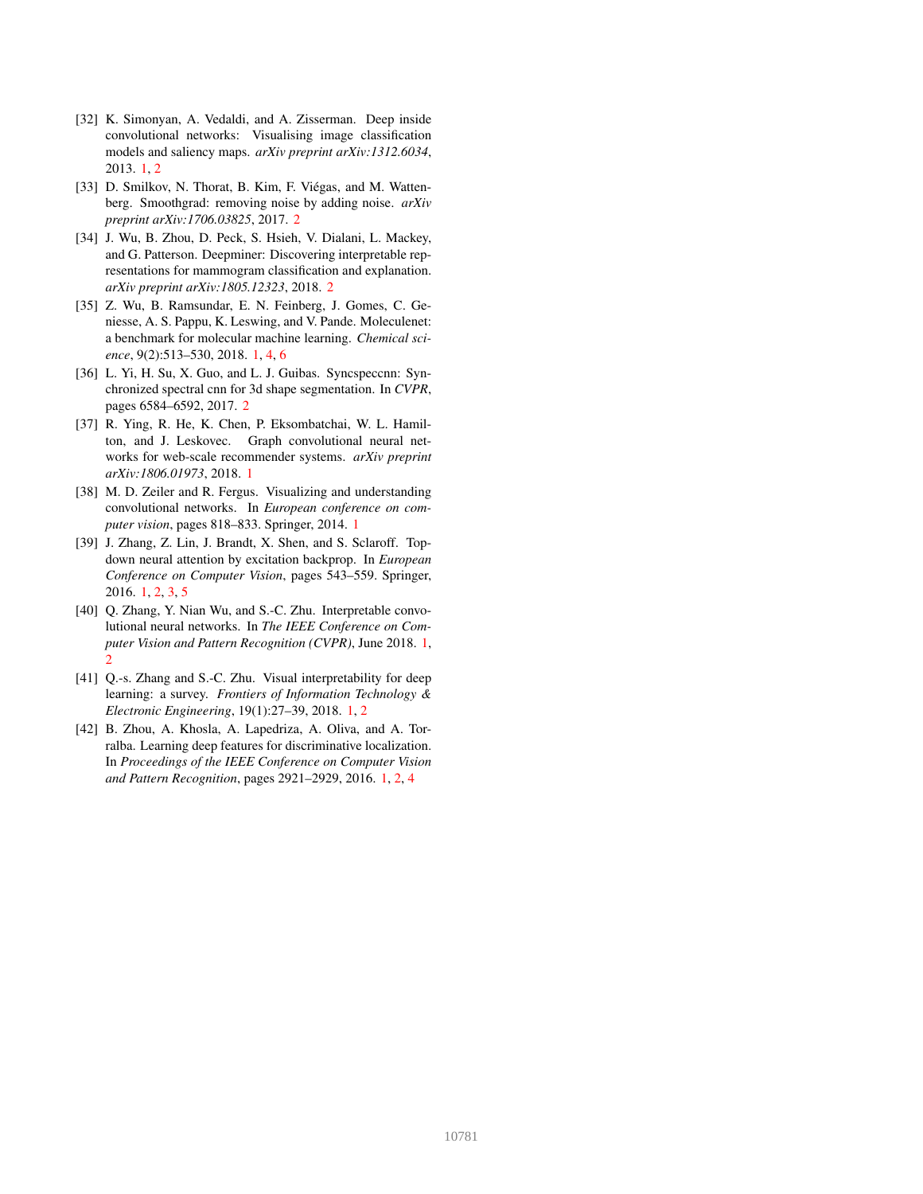[32] K. Simonyan, A. Vedaldi, and A. Zisserman. Deep inside convolutional networks: Visualising image classification models and saliency maps. *arXiv preprint arXiv:1312.6034*, 2013. 1, 2

[33] D. Smilkov, N. Thorat, B. Kim, F. Viégas, and M. Wattenberg. Smoothgrad: removing noise by adding noise. *arXiv preprint arXiv:1706.03825*, 2017. 2

[34] J. Wu, B. Zhou, D. Peck, S. Hsieh, V. Dialani, L. Mackey, and G. Patterson. Deepminer: Discovering interpretable representations for mammogram classification and explanation. *arXiv preprint arXiv:1805.12323*, 2018. 2

[35] Z. Wu, B. Ramsundar, E. N. Feinberg, J. Gomes, C. Geniesse, A. S. Pappu, K. Leswing, and V. Pande. Moleculenet: a benchmark for molecular machine learning. *Chemical science*, 9(2):513–530, 2018. 1, 4, 6

[36] L. Yi, H. Su, X. Guo, and L. J. Guibas. Syncspeccnn: Synchronized spectral cnn for 3d shape segmentation. In *CVPR*, pages 6584–6592, 2017. 2

[37] R. Ying, R. He, K. Chen, P. Eksombatchai, W. L. Hamilton, and J. Leskovec. Graph convolutional neural networks for web-scale recommender systems. *arXiv preprint arXiv:1806.01973*, 2018. 1

[38] M. D. Zeiler and R. Fergus. Visualizing and understanding convolutional networks. In *European conference on computer vision*, pages 818–833. Springer, 2014. 1

[39] J. Zhang, Z. Lin, J. Brandt, X. Shen, and S. Sclaroff. Top-down neural attention by excitation backprop. In *European Conference on Computer Vision*, pages 543–559. Springer, 2016. 1, 2, 3, 5

[40] Q. Zhang, Y. Nian Wu, and S.-C. Zhu. Interpretable convolutional neural networks. In *The IEEE Conference on Computer Vision and Pattern Recognition (CVPR)*, June 2018. 1, 2

[41] Q.-s. Zhang and S.-C. Zhu. Visual interpretability for deep learning: a survey. *Frontiers of Information Technology & Electronic Engineering*, 19(1):27–39, 2018. 1, 2

[42] B. Zhou, A. Khosla, A. Lapedriza, A. Oliva, and A. Torralba. Learning deep features for discriminative localization. In *Proceedings of the IEEE Conference on Computer Vision and Pattern Recognition*, pages 2921–2929, 2016. 1, 2, 4